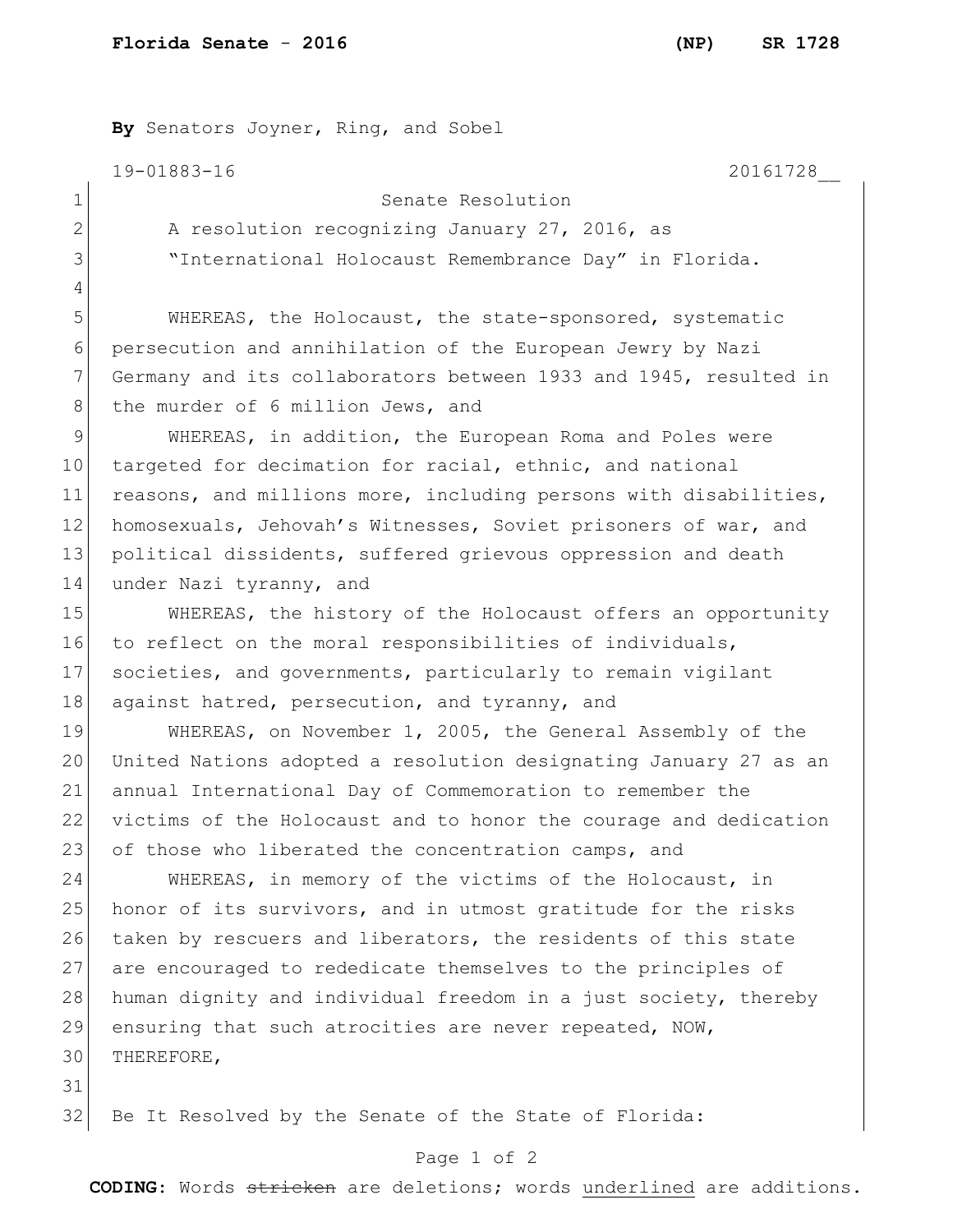**Florida Senate - 2016 (NP) SR 1728**

**By** Senators Joyner, Ring, and Sobel

19-01883-16 20161728__

# Senate Resolution

A resolution recognizing January 27, 2016, as "International Holocaust Remembrance Day" in Florida.

WHEREAS, the Holocaust, the state-sponsored, systematic persecution and annihilation of the European Jewry by Nazi Germany and its collaborators between 1933 and 1945, resulted in the murder of 6 million Jews, and

WHEREAS, in addition, the European Roma and Poles were targeted for decimation for racial, ethnic, and national reasons, and millions more, including persons with disabilities, homosexuals, Jehovah's Witnesses, Soviet prisoners of war, and political dissidents, suffered grievous oppression and death under Nazi tyranny, and

WHEREAS, the history of the Holocaust offers an opportunity to reflect on the moral responsibilities of individuals, societies, and governments, particularly to remain vigilant against hatred, persecution, and tyranny, and

WHEREAS, on November 1, 2005, the General Assembly of the United Nations adopted a resolution designating January 27 as an annual International Day of Commemoration to remember the victims of the Holocaust and to honor the courage and dedication of those who liberated the concentration camps, and

WHEREAS, in memory of the victims of the Holocaust, in honor of its survivors, and in utmost gratitude for the risks taken by rescuers and liberators, the residents of this state are encouraged to rededicate themselves to the principles of human dignity and individual freedom in a just society, thereby ensuring that such atrocities are never repeated, NOW, THEREFORE,

Be It Resolved by the Senate of the State of Florida:

**CODING:** Words ~~stricken~~ are deletions; words <u>underlined</u> are additions.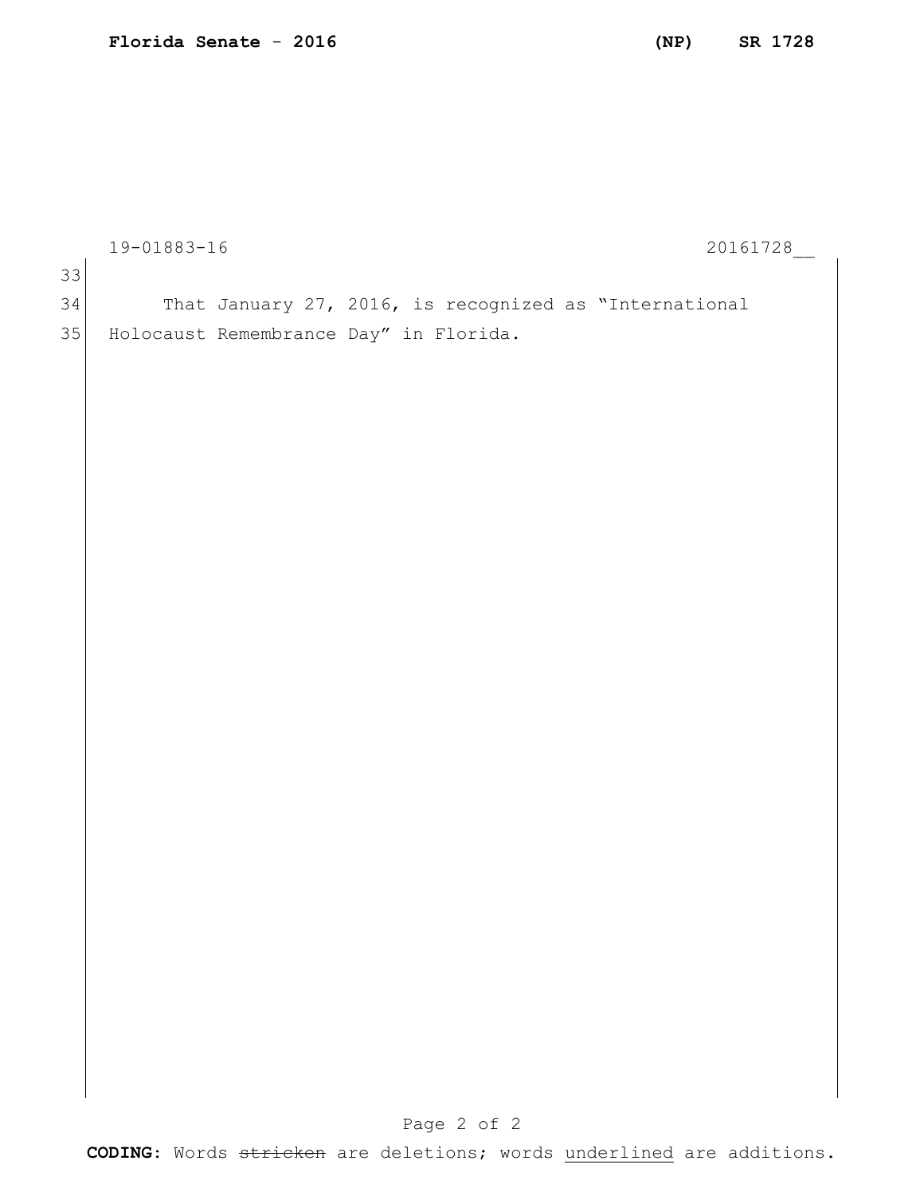That January 27, 2016, is recognized as "International Holocaust Remembrance Day" in Florida.